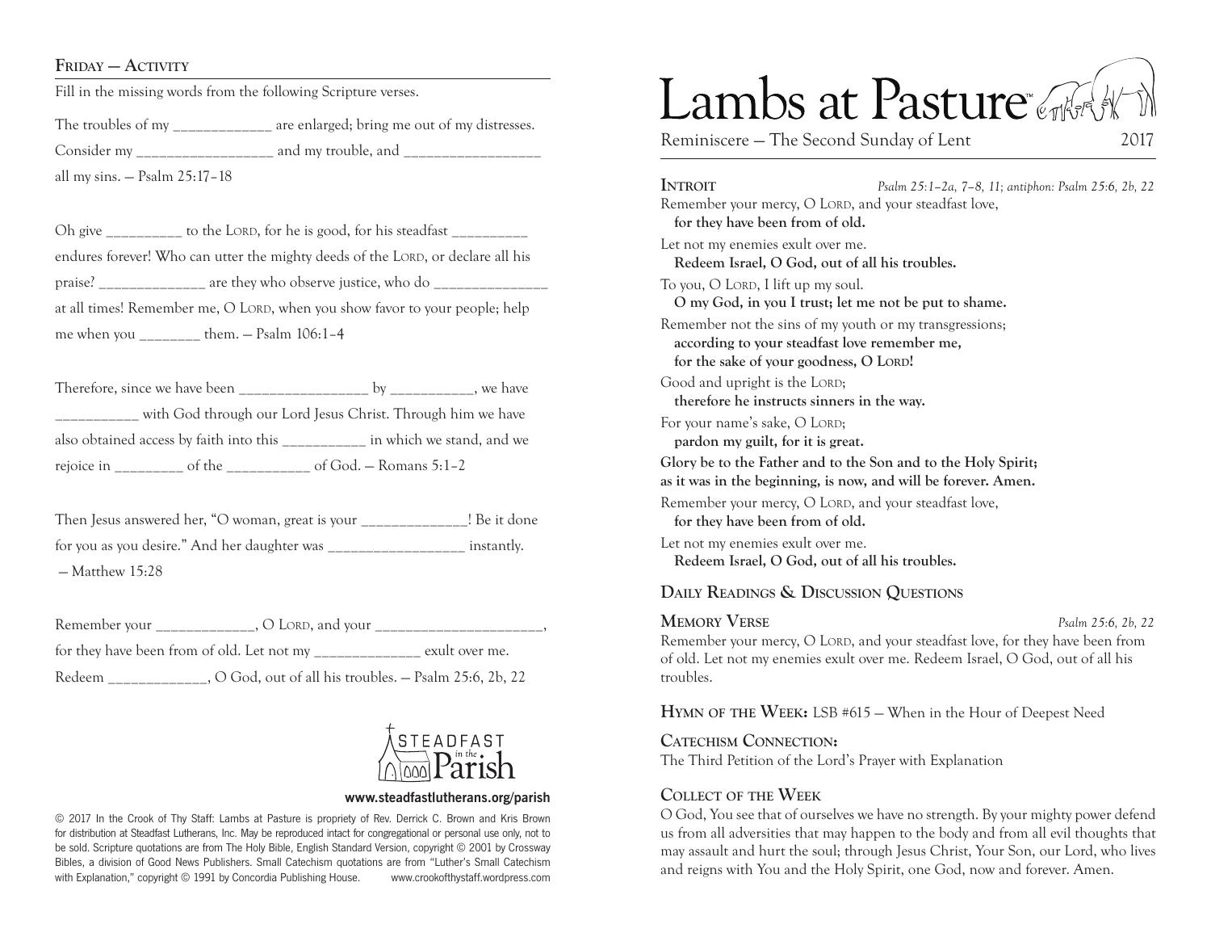## Friday — Activity

Fill in the missing words from the following Scripture verses.

The troubles of my _____________ are enlarged; bring me out of my distresses. Consider my __________________ and my trouble, and __________________ all my sins. — Psalm 25:17–18

Oh give __________ to the LORD, for he is good, for his steadfast __________ endures forever! Who can utter the mighty deeds of the LORD, or declare all his praise? ______________ are they who observe justice, who do _______________ at all times! Remember me, O LORD, when you show favor to your people; help me when you ________ them. — Psalm 106:1–4

Therefore, since we have been _________________ by ___________, we have ___________ with God through our Lord Jesus Christ. Through him we have also obtained access by faith into this ___________ in which we stand, and we rejoice in _________ of the ___________ of God. — Romans 5:1–2

Then Jesus answered her, "O woman, great is your ______________! Be it done for you as you desire." And her daughter was __________________ instantly. — Matthew 15:28

Remember your _____________, O LORD, and your ______________________, for they have been from of old. Let not my ______________ exult over me. Redeem _____________, O God, out of all his troubles. — Psalm 25:6, 2b, 22

STEADFAST in the Parish

www.steadfastlutherans.org/parish

© 2017 In the Crook of Thy Staff: Lambs at Pasture is propriety of Rev. Derrick C. Brown and Kris Brown for distribution at Steadfast Lutherans, Inc. May be reproduced intact for congregational or personal use only, not to be sold. Scripture quotations are from The Holy Bible, English Standard Version, copyright © 2001 by Crossway Bibles, a division of Good News Publishers. Small Catechism quotations are from "Luther's Small Catechism with Explanation," copyright © 1991 by Concordia Publishing House. www.crookofthystaff.wordpress.com

# Lambs at Pasture™

Reminiscere — The Second Sunday of Lent 2017

## Introit

*Psalm 25:1–2a, 7–8, 11; antiphon: Psalm 25:6, 2b, 22*

Remember your mercy, O LORD, and your steadfast love,
**for they have been from of old.**

Let not my enemies exult over me.
**Redeem Israel, O God, out of all his troubles.**

To you, O LORD, I lift up my soul.
**O my God, in you I trust; let me not be put to shame.**

Remember not the sins of my youth or my transgressions;
**according to your steadfast love remember me,**
**for the sake of your goodness, O LORD!**

Good and upright is the LORD;
**therefore he instructs sinners in the way.**

For your name's sake, O LORD;
**pardon my guilt, for it is great.**

**Glory be to the Father and to the Son and to the Holy Spirit;**
**as it was in the beginning, is now, and will be forever. Amen.**

Remember your mercy, O LORD, and your steadfast love,
**for they have been from of old.**

Let not my enemies exult over me.
**Redeem Israel, O God, out of all his troubles.**

## Daily Readings & Discussion Questions

### Memory Verse

*Psalm 25:6, 2b, 22*

Remember your mercy, O LORD, and your steadfast love, for they have been from of old. Let not my enemies exult over me. Redeem Israel, O God, out of all his troubles.

**Hymn of the Week:** LSB #615 — When in the Hour of Deepest Need

**Catechism Connection:**
The Third Petition of the Lord's Prayer with Explanation

### Collect of the Week

O God, You see that of ourselves we have no strength. By your mighty power defend us from all adversities that may happen to the body and from all evil thoughts that may assault and hurt the soul; through Jesus Christ, Your Son, our Lord, who lives and reigns with You and the Holy Spirit, one God, now and forever. Amen.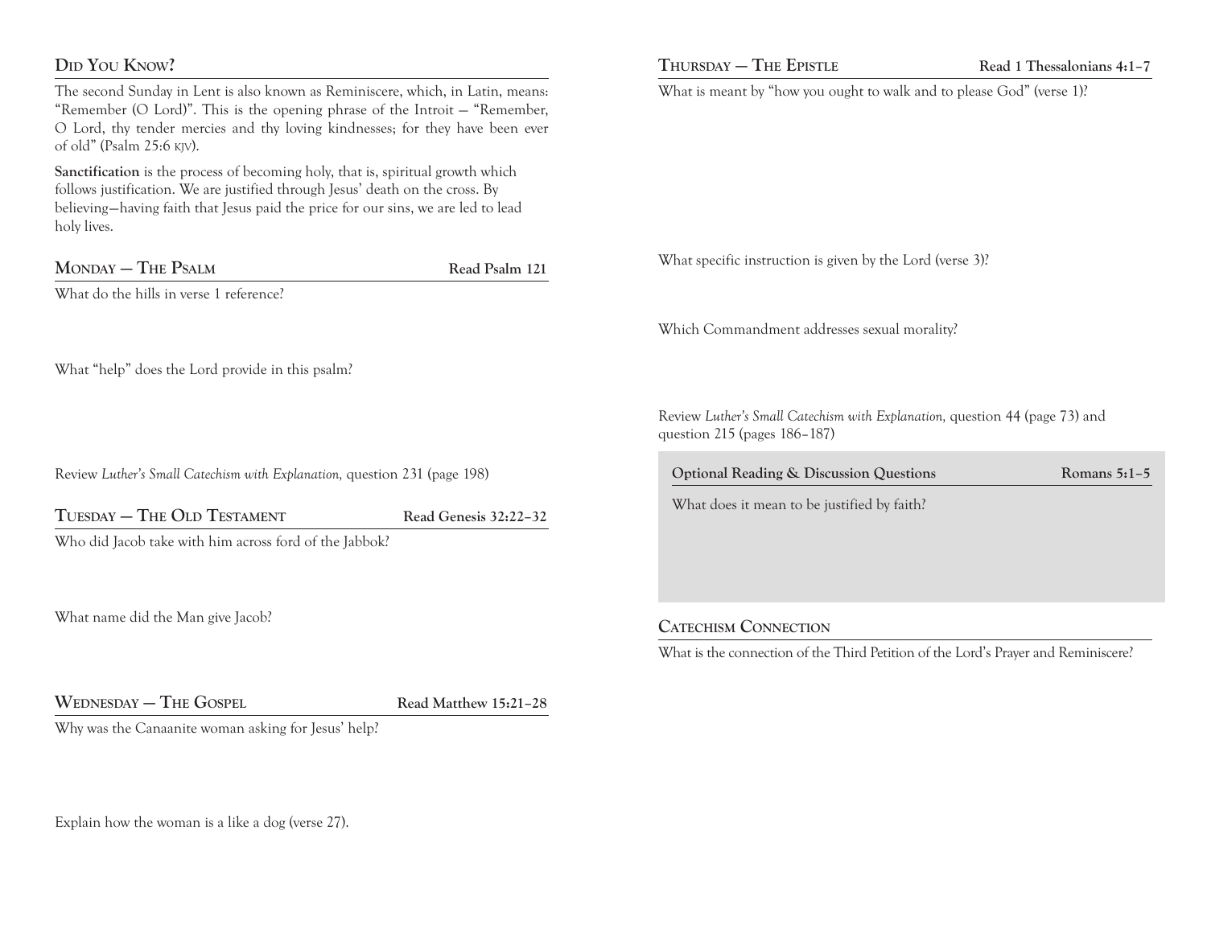## Did You Know?

The second Sunday in Lent is also known as Reminiscere, which, in Latin, means: "Remember (O Lord)". This is the opening phrase of the Introit — "Remember, O Lord, thy tender mercies and thy loving kindnesses; for they have been ever of old" (Psalm 25:6 KJV).

**Sanctification** is the process of becoming holy, that is, spiritual growth which follows justification. We are justified through Jesus' death on the cross. By believing—having faith that Jesus paid the price for our sins, we are led to lead holy lives.

## Monday — The Psalm

**Read Psalm 121**

What do the hills in verse 1 reference?

What "help" does the Lord provide in this psalm?

Review *Luther's Small Catechism with Explanation,* question 231 (page 198)

## Tuesday — The Old Testament

**Read Genesis 32:22–32**

Who did Jacob take with him across ford of the Jabbok?

What name did the Man give Jacob?

## Wednesday — The Gospel

**Read Matthew 15:21–28**

Why was the Canaanite woman asking for Jesus' help?

Explain how the woman is a like a dog (verse 27).

## Thursday — The Epistle

**Read 1 Thessalonians 4:1–7**

What is meant by "how you ought to walk and to please God" (verse 1)?

What specific instruction is given by the Lord (verse 3)?

Which Commandment addresses sexual morality?

Review *Luther's Small Catechism with Explanation,* question 44 (page 73) and question 215 (pages 186–187)

### Optional Reading & Discussion Questions

**Romans 5:1–5**

What does it mean to be justified by faith?

## Catechism Connection

What is the connection of the Third Petition of the Lord's Prayer and Reminiscere?